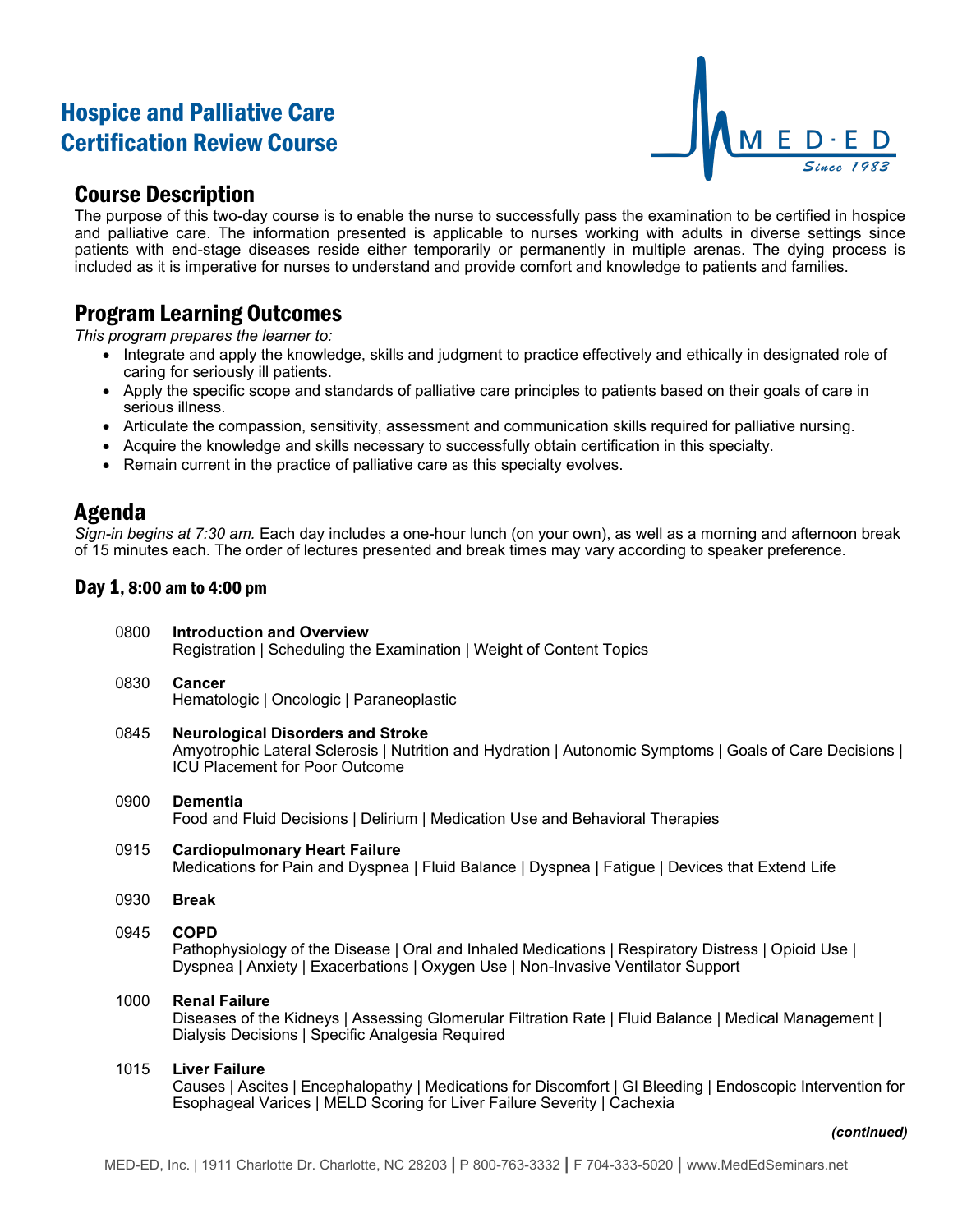# Hospice and Palliative Care Certification Review Course

## Course Description

The purpose of this two-day course is to enable the nurse to successfully pass the examination to be certified in hospice and palliative care. The information presented is applicable to nurses working with adults in diverse settings since patients with end-stage diseases reside either temporarily or permanently in multiple arenas. The dying process is included as it is imperative for nurses to understand and provide comfort and knowledge to patients and families.

## Program Learning Outcomes

*This program prepares the learner to:*

- Integrate and apply the knowledge, skills and judgment to practice effectively and ethically in designated role of caring for seriously ill patients.
- Apply the specific scope and standards of palliative care principles to patients based on their goals of care in serious illness.
- Articulate the compassion, sensitivity, assessment and communication skills required for palliative nursing.
- Acquire the knowledge and skills necessary to successfully obtain certification in this specialty.
- Remain current in the practice of palliative care as this specialty evolves.

## Agenda

*Sign-in begins at 7:30 am.* Each day includes a one-hour lunch (on your own), as well as a morning and afternoon break of 15 minutes each. The order of lectures presented and break times may vary according to speaker preference.

### Day 1, 8:00 am to 4:00 pm

0800 **Introduction and Overview**
Registration | Scheduling the Examination | Weight of Content Topics

0830 **Cancer**
Hematologic | Oncologic | Paraneoplastic

0845 **Neurological Disorders and Stroke**
Amyotrophic Lateral Sclerosis | Nutrition and Hydration | Autonomic Symptoms | Goals of Care Decisions | ICU Placement for Poor Outcome

0900 **Dementia**
Food and Fluid Decisions | Delirium | Medication Use and Behavioral Therapies

0915 **Cardiopulmonary Heart Failure**
Medications for Pain and Dyspnea | Fluid Balance | Dyspnea | Fatigue | Devices that Extend Life

0930 **Break**

0945 **COPD**
Pathophysiology of the Disease | Oral and Inhaled Medications | Respiratory Distress | Opioid Use | Dyspnea | Anxiety | Exacerbations | Oxygen Use | Non-Invasive Ventilator Support

1000 **Renal Failure**
Diseases of the Kidneys | Assessing Glomerular Filtration Rate | Fluid Balance | Medical Management | Dialysis Decisions | Specific Analgesia Required

1015 **Liver Failure**
Causes | Ascites | Encephalopathy | Medications for Discomfort | GI Bleeding | Endoscopic Intervention for Esophageal Varices | MELD Scoring for Liver Failure Severity | Cachexia

***(continued)***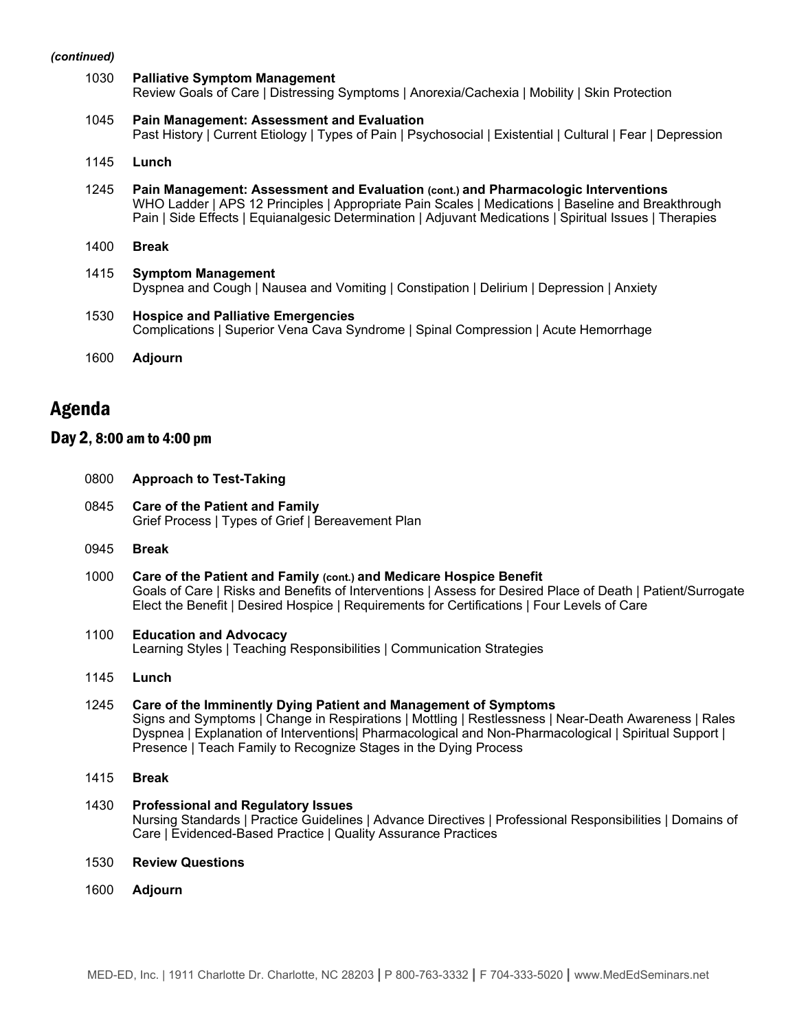*(continued)*

1030 **Palliative Symptom Management**
Review Goals of Care | Distressing Symptoms | Anorexia/Cachexia | Mobility | Skin Protection

1045 **Pain Management: Assessment and Evaluation**
Past History | Current Etiology | Types of Pain | Psychosocial | Existential | Cultural | Fear | Depression

1145 **Lunch**

1245 **Pain Management: Assessment and Evaluation (cont.) and Pharmacologic Interventions**
WHO Ladder | APS 12 Principles | Appropriate Pain Scales | Medications | Baseline and Breakthrough Pain | Side Effects | Equianalgesic Determination | Adjuvant Medications | Spiritual Issues | Therapies

1400 **Break**

1415 **Symptom Management**
Dyspnea and Cough | Nausea and Vomiting | Constipation | Delirium | Depression | Anxiety

1530 **Hospice and Palliative Emergencies**
Complications | Superior Vena Cava Syndrome | Spinal Compression | Acute Hemorrhage

1600 **Adjourn**

# Agenda

## Day 2, 8:00 am to 4:00 pm

0800 **Approach to Test-Taking**

0845 **Care of the Patient and Family**
Grief Process | Types of Grief | Bereavement Plan

0945 **Break**

1000 **Care of the Patient and Family (cont.) and Medicare Hospice Benefit**
Goals of Care | Risks and Benefits of Interventions | Assess for Desired Place of Death | Patient/Surrogate Elect the Benefit | Desired Hospice | Requirements for Certifications | Four Levels of Care

1100 **Education and Advocacy**
Learning Styles | Teaching Responsibilities | Communication Strategies

1145 **Lunch**

1245 **Care of the Imminently Dying Patient and Management of Symptoms**
Signs and Symptoms | Change in Respirations | Mottling | Restlessness | Near-Death Awareness | Rales Dyspnea | Explanation of Interventions| Pharmacological and Non-Pharmacological | Spiritual Support | Presence | Teach Family to Recognize Stages in the Dying Process

1415 **Break**

1430 **Professional and Regulatory Issues**
Nursing Standards | Practice Guidelines | Advance Directives | Professional Responsibilities | Domains of Care | Evidenced-Based Practice | Quality Assurance Practices

1530 **Review Questions**

1600 **Adjourn**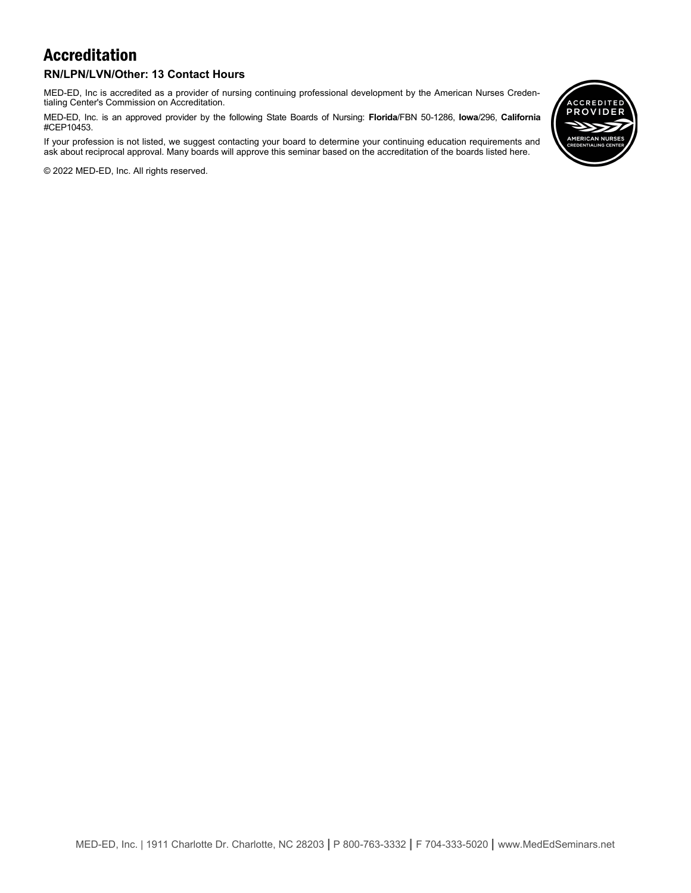# Accreditation

**RN/LPN/LVN/Other: 13 Contact Hours**

MED-ED, Inc is accredited as a provider of nursing continuing professional development by the American Nurses Credentialing Center's Commission on Accreditation.

MED-ED, Inc. is an approved provider by the following State Boards of Nursing: **Florida**/FBN 50-1286, **Iowa**/296, **California** #CEP10453.

If your profession is not listed, we suggest contacting your board to determine your continuing education requirements and ask about reciprocal approval. Many boards will approve this seminar based on the accreditation of the boards listed here.

© 2022 MED-ED, Inc. All rights reserved.

MED-ED, Inc. | 1911 Charlotte Dr. Charlotte, NC 28203 | P 800-763-3332 | F 704-333-5020 | www.MedEdSeminars.net